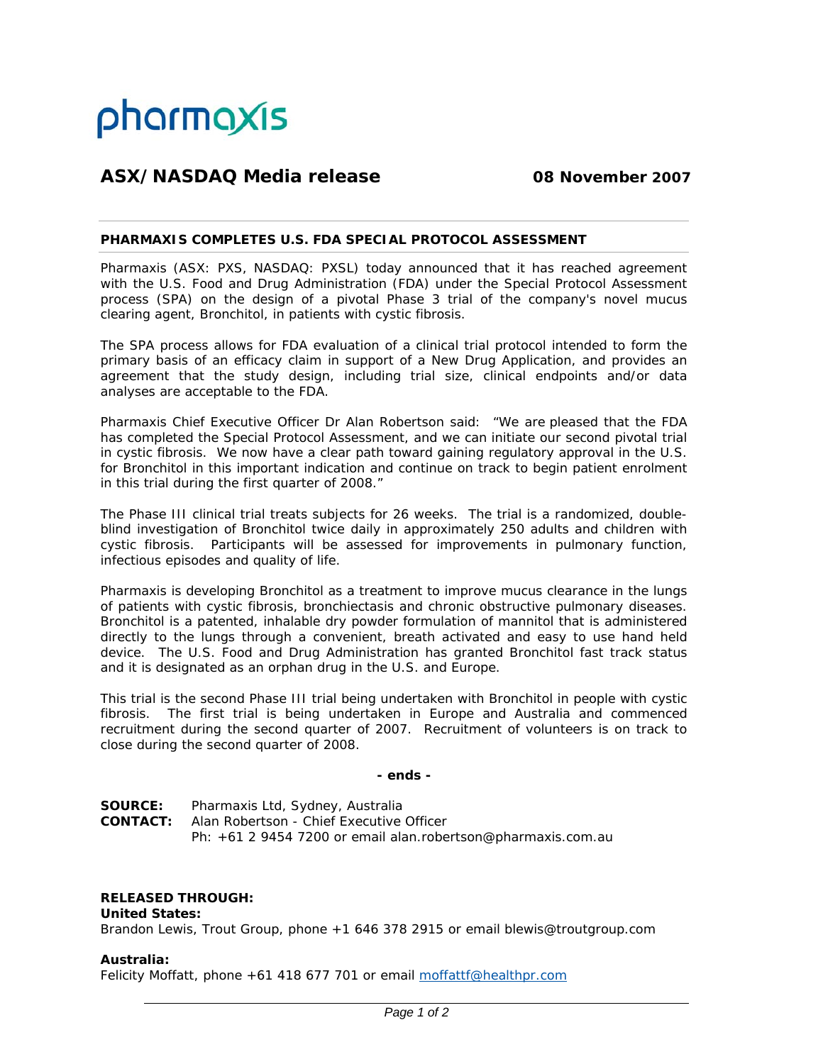pharmaxis

## ASX/NASDAQ Media release

**08 November 2007**

### PHARMAXIS COMPLETES U.S. FDA SPECIAL PROTOCOL ASSESSMENT

Pharmaxis (ASX: PXS, NASDAQ: PXSL) today announced that it has reached agreement with the U.S. Food and Drug Administration (FDA) under the Special Protocol Assessment process (SPA) on the design of a pivotal Phase 3 trial of the company's novel mucus clearing agent, Bronchitol, in patients with cystic fibrosis.

The SPA process allows for FDA evaluation of a clinical trial protocol intended to form the primary basis of an efficacy claim in support of a New Drug Application, and provides an agreement that the study design, including trial size, clinical endpoints and/or data analyses are acceptable to the FDA.

Pharmaxis Chief Executive Officer Dr Alan Robertson said: "We are pleased that the FDA has completed the Special Protocol Assessment, and we can initiate our second pivotal trial in cystic fibrosis. We now have a clear path toward gaining regulatory approval in the U.S. for Bronchitol in this important indication and continue on track to begin patient enrolment in this trial during the first quarter of 2008."

The Phase III clinical trial treats subjects for 26 weeks. The trial is a randomized, double-blind investigation of Bronchitol twice daily in approximately 250 adults and children with cystic fibrosis. Participants will be assessed for improvements in pulmonary function, infectious episodes and quality of life.

Pharmaxis is developing Bronchitol as a treatment to improve mucus clearance in the lungs of patients with cystic fibrosis, bronchiectasis and chronic obstructive pulmonary diseases. Bronchitol is a patented, inhalable dry powder formulation of mannitol that is administered directly to the lungs through a convenient, breath activated and easy to use hand held device. The U.S. Food and Drug Administration has granted Bronchitol fast track status and it is designated as an orphan drug in the U.S. and Europe.

This trial is the second Phase III trial being undertaken with Bronchitol in people with cystic fibrosis. The first trial is being undertaken in Europe and Australia and commenced recruitment during the second quarter of 2007. Recruitment of volunteers is on track to close during the second quarter of 2008.

**- ends -**

**SOURCE:** Pharmaxis Ltd, Sydney, Australia
**CONTACT:** Alan Robertson - Chief Executive Officer
Ph: +61 2 9454 7200 or email alan.robertson@pharmaxis.com.au

**RELEASED THROUGH:**
**United States:**
Brandon Lewis, Trout Group, phone +1 646 378 2915 or email blewis@troutgroup.com

**Australia:**
Felicity Moffatt, phone +61 418 677 701 or email moffattf@healthpr.com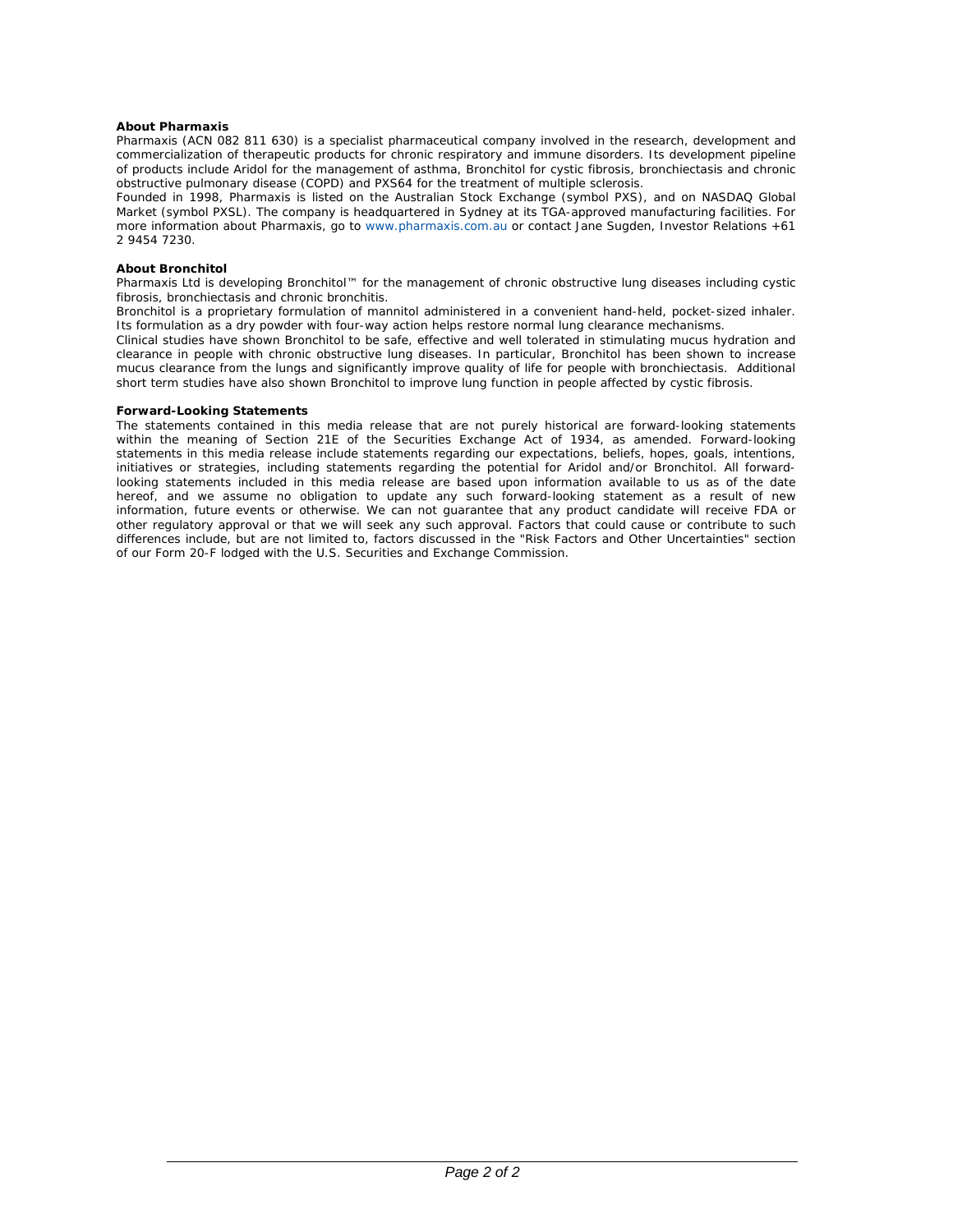**About Pharmaxis**

Pharmaxis (ACN 082 811 630) is a specialist pharmaceutical company involved in the research, development and commercialization of therapeutic products for chronic respiratory and immune disorders. Its development pipeline of products include Aridol for the management of asthma, Bronchitol for cystic fibrosis, bronchiectasis and chronic obstructive pulmonary disease (COPD) and PXS64 for the treatment of multiple sclerosis.

Founded in 1998, Pharmaxis is listed on the Australian Stock Exchange (symbol PXS), and on NASDAQ Global Market (symbol PXSL). The company is headquartered in Sydney at its TGA-approved manufacturing facilities. For more information about Pharmaxis, go to www.pharmaxis.com.au or contact Jane Sugden, Investor Relations +61 2 9454 7230.

**About Bronchitol**

Pharmaxis Ltd is developing Bronchitol™ for the management of chronic obstructive lung diseases including cystic fibrosis, bronchiectasis and chronic bronchitis.

Bronchitol is a proprietary formulation of mannitol administered in a convenient hand-held, pocket-sized inhaler. Its formulation as a dry powder with four-way action helps restore normal lung clearance mechanisms.

Clinical studies have shown Bronchitol to be safe, effective and well tolerated in stimulating mucus hydration and clearance in people with chronic obstructive lung diseases. In particular, Bronchitol has been shown to increase mucus clearance from the lungs and significantly improve quality of life for people with bronchiectasis. Additional short term studies have also shown Bronchitol to improve lung function in people affected by cystic fibrosis.

**Forward-Looking Statements**

The statements contained in this media release that are not purely historical are forward-looking statements within the meaning of Section 21E of the Securities Exchange Act of 1934, as amended. Forward-looking statements in this media release include statements regarding our expectations, beliefs, hopes, goals, intentions, initiatives or strategies, including statements regarding the potential for Aridol and/or Bronchitol. All forward-looking statements included in this media release are based upon information available to us as of the date hereof, and we assume no obligation to update any such forward-looking statement as a result of new information, future events or otherwise. We can not guarantee that any product candidate will receive FDA or other regulatory approval or that we will seek any such approval. Factors that could cause or contribute to such differences include, but are not limited to, factors discussed in the "Risk Factors and Other Uncertainties" section of our Form 20-F lodged with the U.S. Securities and Exchange Commission.